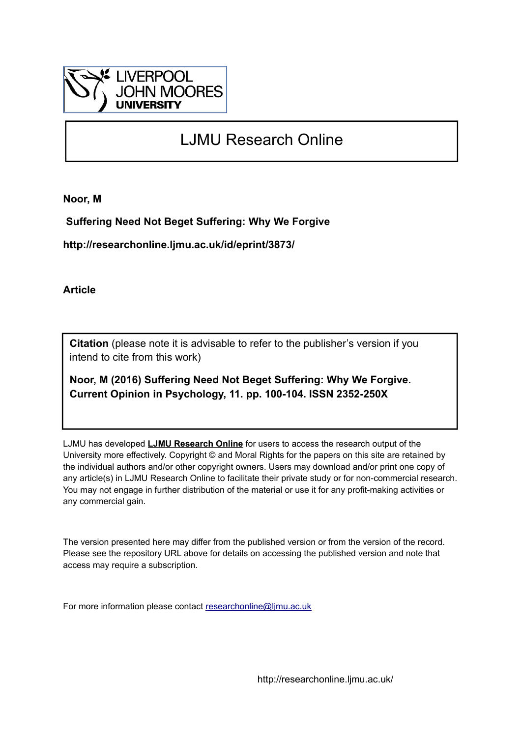LIVERPOOL JOHN MOORES UNIVERSITY

# LJMU Research Online

**Noor, M**

**Suffering Need Not Beget Suffering: Why We Forgive**

**http://researchonline.ljmu.ac.uk/id/eprint/3873/**

**Article**

**Citation** (please note it is advisable to refer to the publisher's version if you intend to cite from this work)

**Noor, M (2016) Suffering Need Not Beget Suffering: Why We Forgive. Current Opinion in Psychology, 11. pp. 100-104. ISSN 2352-250X**

LJMU has developed **LJMU Research Online** for users to access the research output of the University more effectively. Copyright © and Moral Rights for the papers on this site are retained by the individual authors and/or other copyright owners. Users may download and/or print one copy of any article(s) in LJMU Research Online to facilitate their private study or for non-commercial research. You may not engage in further distribution of the material or use it for any profit-making activities or any commercial gain.

The version presented here may differ from the published version or from the version of the record. Please see the repository URL above for details on accessing the published version and note that access may require a subscription.

For more information please contact researchonline@ljmu.ac.uk

http://researchonline.ljmu.ac.uk/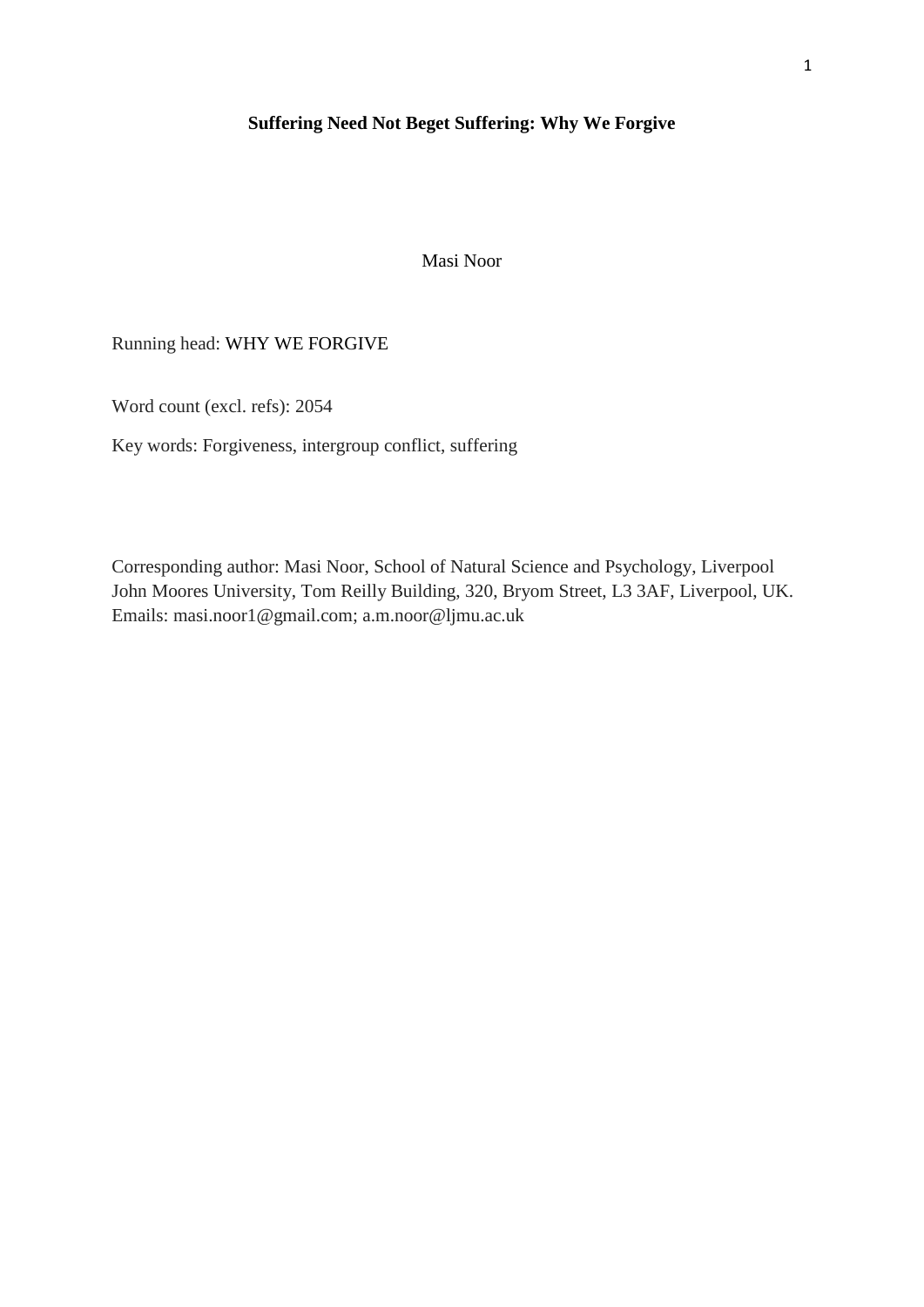**Suffering Need Not Beget Suffering: Why We Forgive**

Masi Noor

Running head: WHY WE FORGIVE

Word count (excl. refs): 2054

Key words: Forgiveness, intergroup conflict, suffering

Corresponding author: Masi Noor, School of Natural Science and Psychology, Liverpool John Moores University, Tom Reilly Building, 320, Bryom Street, L3 3AF, Liverpool, UK. Emails: masi.noor1@gmail.com; a.m.noor@ljmu.ac.uk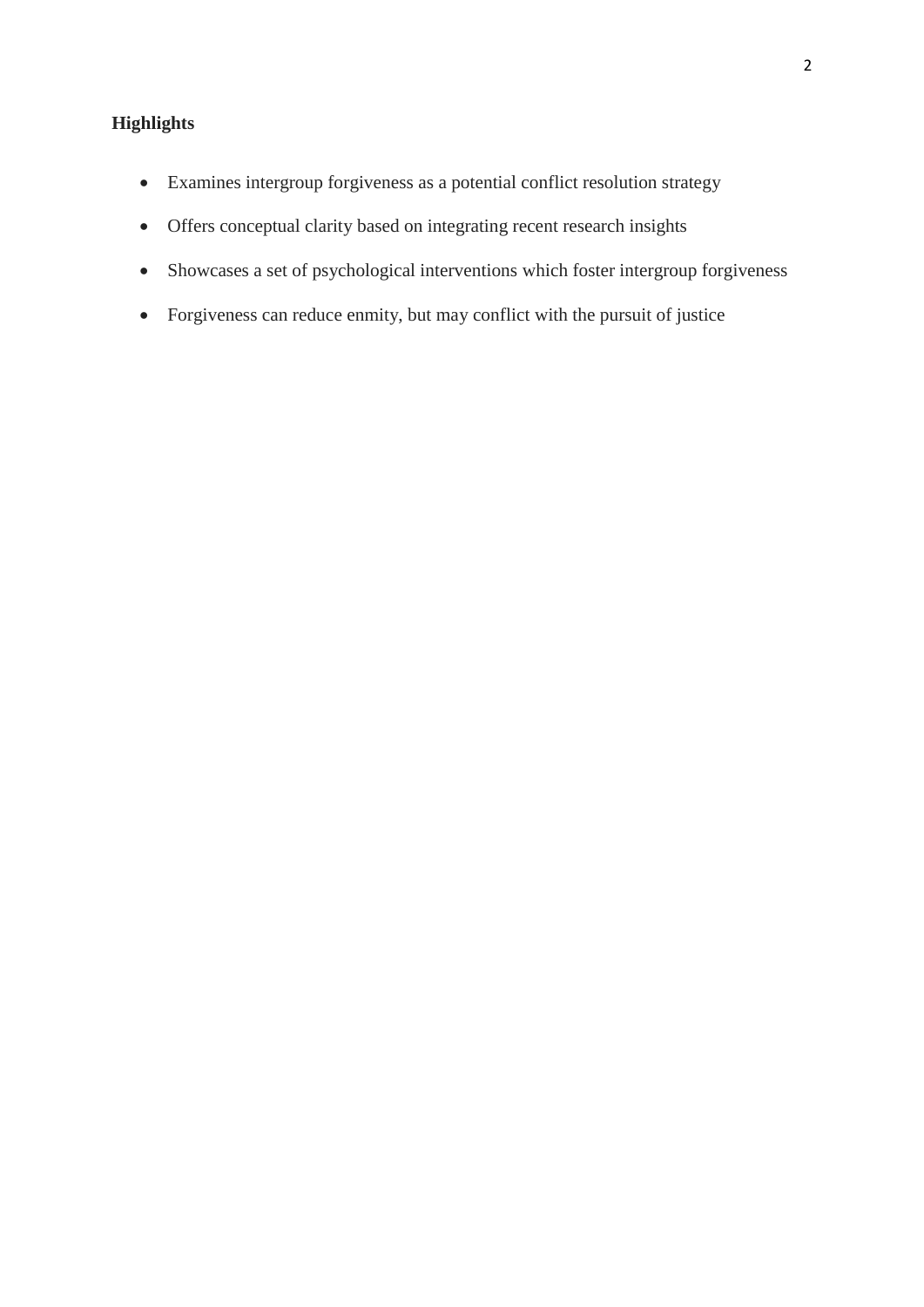**Highlights**

- Examines intergroup forgiveness as a potential conflict resolution strategy
- Offers conceptual clarity based on integrating recent research insights
- Showcases a set of psychological interventions which foster intergroup forgiveness
- Forgiveness can reduce enmity, but may conflict with the pursuit of justice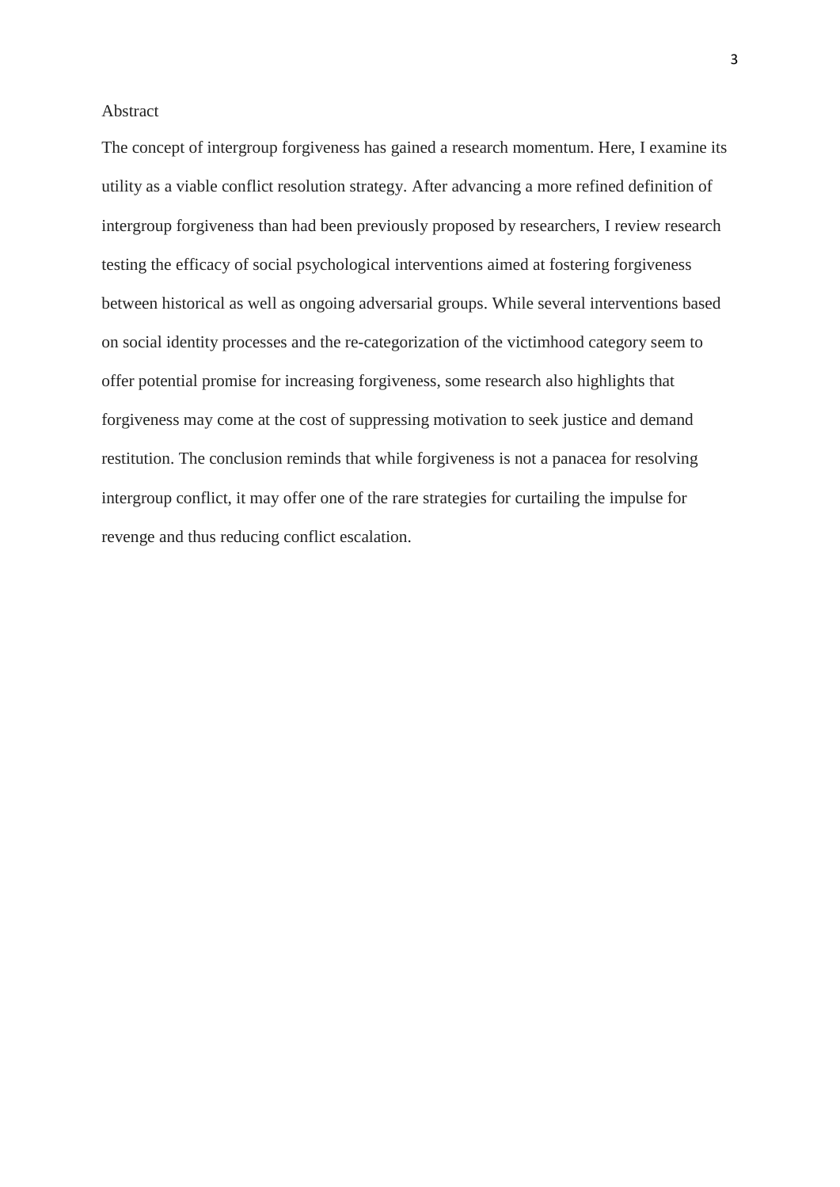## Abstract

The concept of intergroup forgiveness has gained a research momentum. Here, I examine its utility as a viable conflict resolution strategy. After advancing a more refined definition of intergroup forgiveness than had been previously proposed by researchers, I review research testing the efficacy of social psychological interventions aimed at fostering forgiveness between historical as well as ongoing adversarial groups. While several interventions based on social identity processes and the re-categorization of the victimhood category seem to offer potential promise for increasing forgiveness, some research also highlights that forgiveness may come at the cost of suppressing motivation to seek justice and demand restitution. The conclusion reminds that while forgiveness is not a panacea for resolving intergroup conflict, it may offer one of the rare strategies for curtailing the impulse for revenge and thus reducing conflict escalation.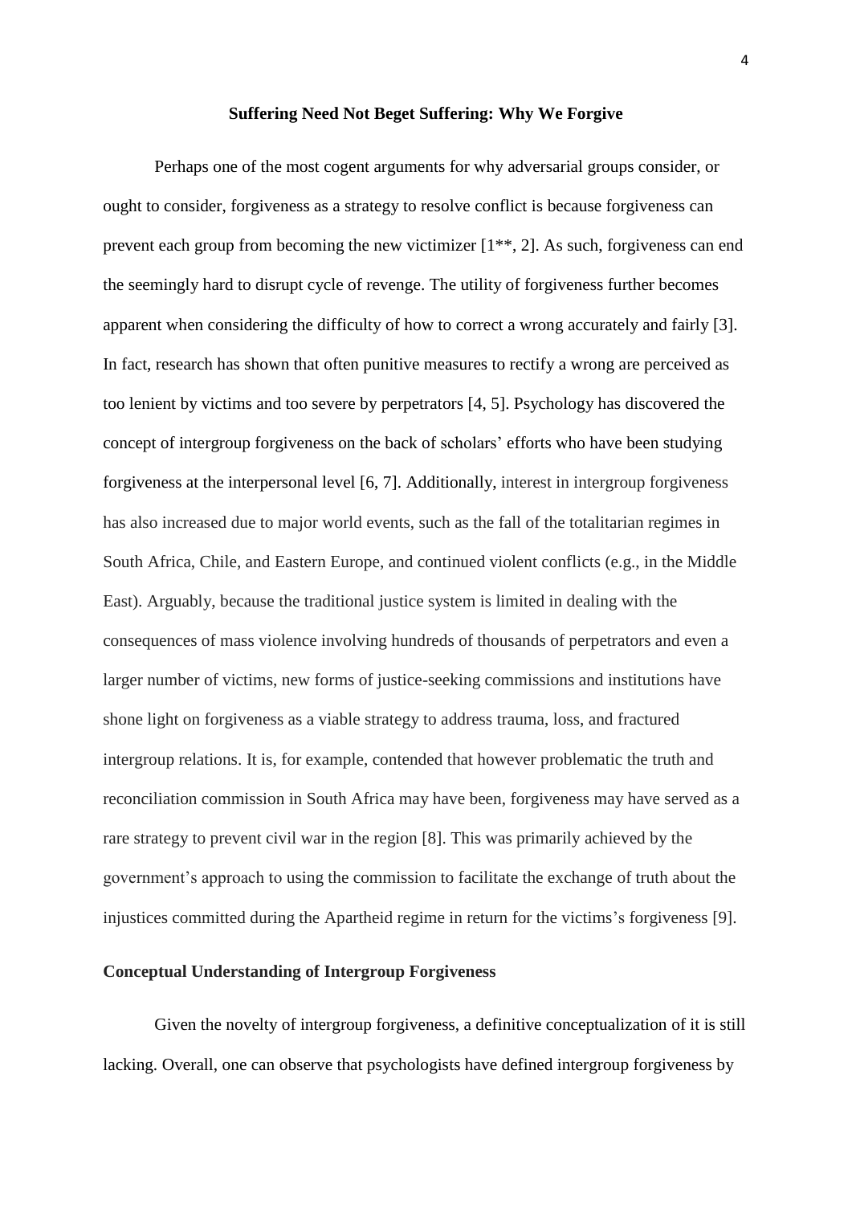## Suffering Need Not Beget Suffering: Why We Forgive

Perhaps one of the most cogent arguments for why adversarial groups consider, or ought to consider, forgiveness as a strategy to resolve conflict is because forgiveness can prevent each group from becoming the new victimizer [1**, 2]. As such, forgiveness can end the seemingly hard to disrupt cycle of revenge. The utility of forgiveness further becomes apparent when considering the difficulty of how to correct a wrong accurately and fairly [3]. In fact, research has shown that often punitive measures to rectify a wrong are perceived as too lenient by victims and too severe by perpetrators [4, 5]. Psychology has discovered the concept of intergroup forgiveness on the back of scholars' efforts who have been studying forgiveness at the interpersonal level [6, 7]. Additionally, interest in intergroup forgiveness has also increased due to major world events, such as the fall of the totalitarian regimes in South Africa, Chile, and Eastern Europe, and continued violent conflicts (e.g., in the Middle East). Arguably, because the traditional justice system is limited in dealing with the consequences of mass violence involving hundreds of thousands of perpetrators and even a larger number of victims, new forms of justice-seeking commissions and institutions have shone light on forgiveness as a viable strategy to address trauma, loss, and fractured intergroup relations. It is, for example, contended that however problematic the truth and reconciliation commission in South Africa may have been, forgiveness may have served as a rare strategy to prevent civil war in the region [8]. This was primarily achieved by the government's approach to using the commission to facilitate the exchange of truth about the injustices committed during the Apartheid regime in return for the victims's forgiveness [9].

### Conceptual Understanding of Intergroup Forgiveness

Given the novelty of intergroup forgiveness, a definitive conceptualization of it is still lacking. Overall, one can observe that psychologists have defined intergroup forgiveness by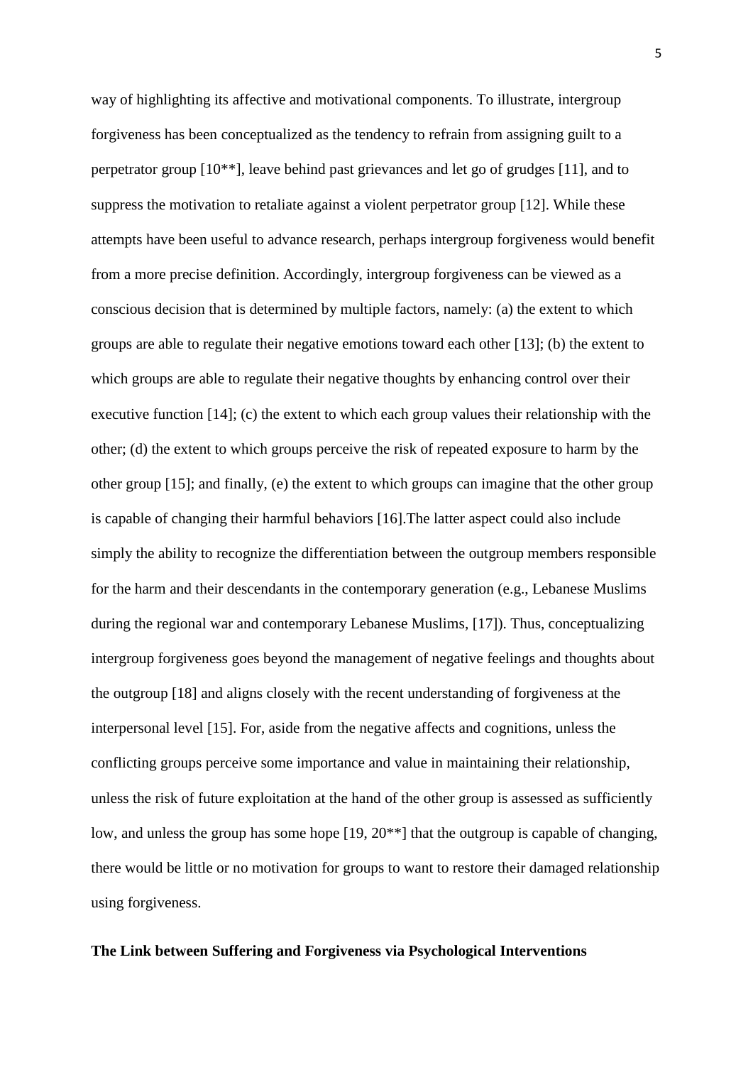way of highlighting its affective and motivational components. To illustrate, intergroup forgiveness has been conceptualized as the tendency to refrain from assigning guilt to a perpetrator group [10**], leave behind past grievances and let go of grudges [11], and to suppress the motivation to retaliate against a violent perpetrator group [12]. While these attempts have been useful to advance research, perhaps intergroup forgiveness would benefit from a more precise definition. Accordingly, intergroup forgiveness can be viewed as a conscious decision that is determined by multiple factors, namely: (a) the extent to which groups are able to regulate their negative emotions toward each other [13]; (b) the extent to which groups are able to regulate their negative thoughts by enhancing control over their executive function [14]; (c) the extent to which each group values their relationship with the other; (d) the extent to which groups perceive the risk of repeated exposure to harm by the other group [15]; and finally, (e) the extent to which groups can imagine that the other group is capable of changing their harmful behaviors [16].The latter aspect could also include simply the ability to recognize the differentiation between the outgroup members responsible for the harm and their descendants in the contemporary generation (e.g., Lebanese Muslims during the regional war and contemporary Lebanese Muslims, [17]). Thus, conceptualizing intergroup forgiveness goes beyond the management of negative feelings and thoughts about the outgroup [18] and aligns closely with the recent understanding of forgiveness at the interpersonal level [15]. For, aside from the negative affects and cognitions, unless the conflicting groups perceive some importance and value in maintaining their relationship, unless the risk of future exploitation at the hand of the other group is assessed as sufficiently low, and unless the group has some hope [19, 20**] that the outgroup is capable of changing, there would be little or no motivation for groups to want to restore their damaged relationship using forgiveness.

**The Link between Suffering and Forgiveness via Psychological Interventions**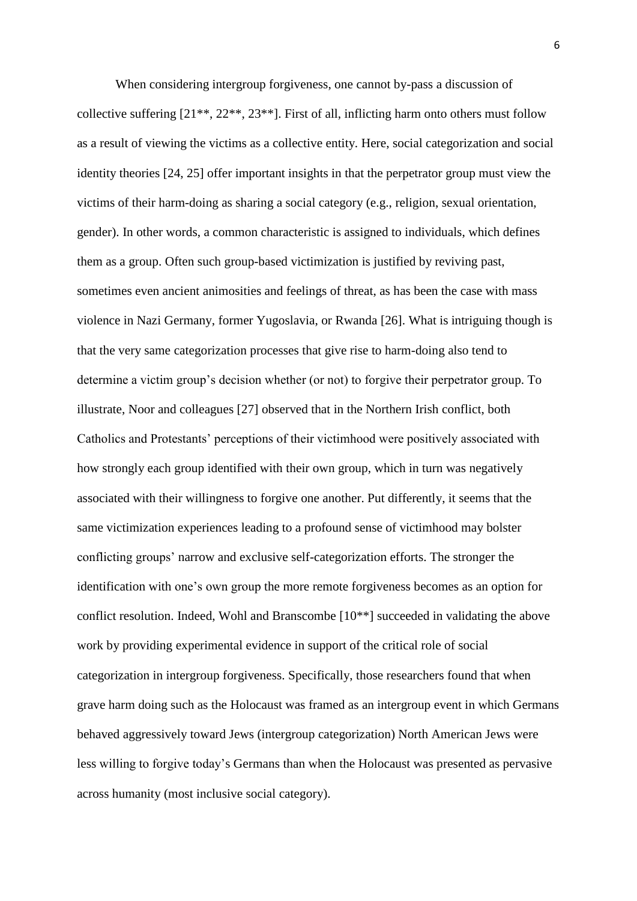When considering intergroup forgiveness, one cannot by-pass a discussion of collective suffering [21**, 22**, 23**]. First of all, inflicting harm onto others must follow as a result of viewing the victims as a collective entity. Here, social categorization and social identity theories [24, 25] offer important insights in that the perpetrator group must view the victims of their harm-doing as sharing a social category (e.g., religion, sexual orientation, gender). In other words, a common characteristic is assigned to individuals, which defines them as a group. Often such group-based victimization is justified by reviving past, sometimes even ancient animosities and feelings of threat, as has been the case with mass violence in Nazi Germany, former Yugoslavia, or Rwanda [26]. What is intriguing though is that the very same categorization processes that give rise to harm-doing also tend to determine a victim group's decision whether (or not) to forgive their perpetrator group. To illustrate, Noor and colleagues [27] observed that in the Northern Irish conflict, both Catholics and Protestants' perceptions of their victimhood were positively associated with how strongly each group identified with their own group, which in turn was negatively associated with their willingness to forgive one another. Put differently, it seems that the same victimization experiences leading to a profound sense of victimhood may bolster conflicting groups' narrow and exclusive self-categorization efforts. The stronger the identification with one's own group the more remote forgiveness becomes as an option for conflict resolution. Indeed, Wohl and Branscombe [10**] succeeded in validating the above work by providing experimental evidence in support of the critical role of social categorization in intergroup forgiveness. Specifically, those researchers found that when grave harm doing such as the Holocaust was framed as an intergroup event in which Germans behaved aggressively toward Jews (intergroup categorization) North American Jews were less willing to forgive today's Germans than when the Holocaust was presented as pervasive across humanity (most inclusive social category).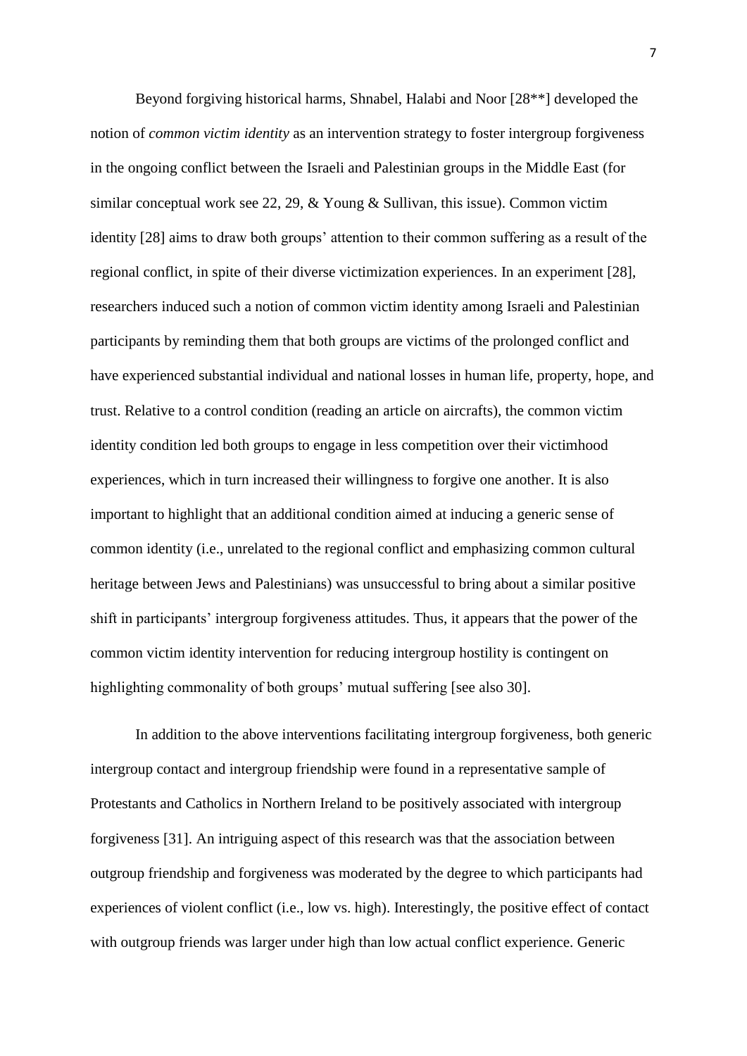Beyond forgiving historical harms, Shnabel, Halabi and Noor [28**] developed the notion of *common victim identity* as an intervention strategy to foster intergroup forgiveness in the ongoing conflict between the Israeli and Palestinian groups in the Middle East (for similar conceptual work see 22, 29, & Young & Sullivan, this issue). Common victim identity [28] aims to draw both groups' attention to their common suffering as a result of the regional conflict, in spite of their diverse victimization experiences. In an experiment [28], researchers induced such a notion of common victim identity among Israeli and Palestinian participants by reminding them that both groups are victims of the prolonged conflict and have experienced substantial individual and national losses in human life, property, hope, and trust. Relative to a control condition (reading an article on aircrafts), the common victim identity condition led both groups to engage in less competition over their victimhood experiences, which in turn increased their willingness to forgive one another. It is also important to highlight that an additional condition aimed at inducing a generic sense of common identity (i.e., unrelated to the regional conflict and emphasizing common cultural heritage between Jews and Palestinians) was unsuccessful to bring about a similar positive shift in participants' intergroup forgiveness attitudes. Thus, it appears that the power of the common victim identity intervention for reducing intergroup hostility is contingent on highlighting commonality of both groups' mutual suffering [see also 30].

In addition to the above interventions facilitating intergroup forgiveness, both generic intergroup contact and intergroup friendship were found in a representative sample of Protestants and Catholics in Northern Ireland to be positively associated with intergroup forgiveness [31]. An intriguing aspect of this research was that the association between outgroup friendship and forgiveness was moderated by the degree to which participants had experiences of violent conflict (i.e., low vs. high). Interestingly, the positive effect of contact with outgroup friends was larger under high than low actual conflict experience. Generic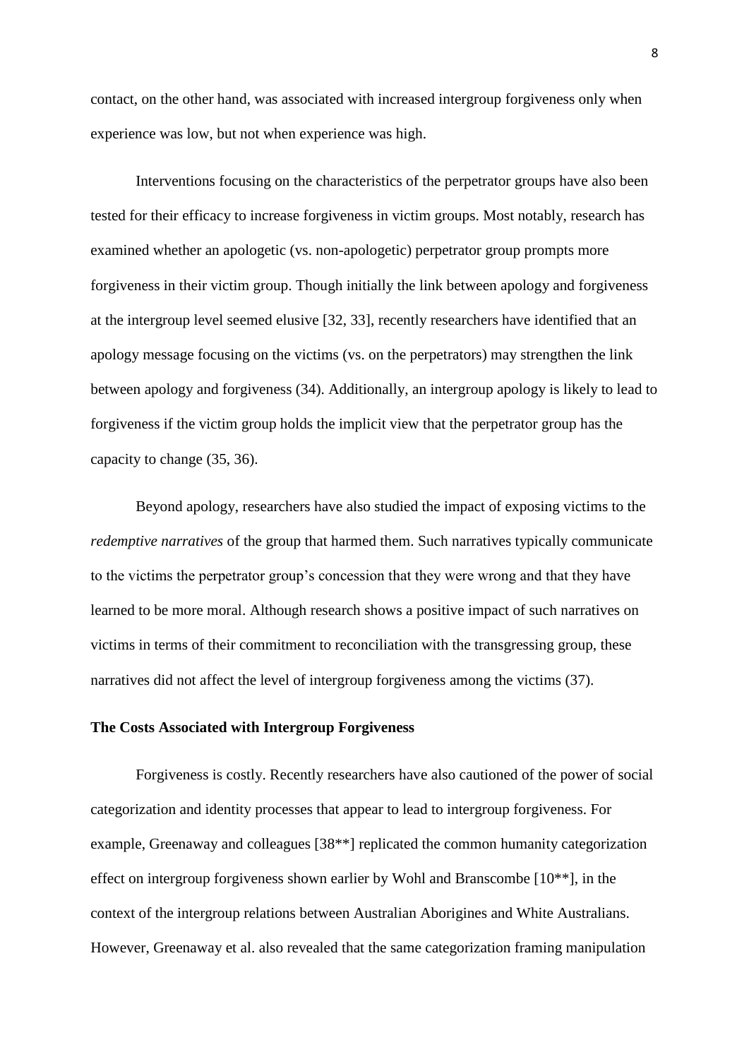contact, on the other hand, was associated with increased intergroup forgiveness only when experience was low, but not when experience was high.

Interventions focusing on the characteristics of the perpetrator groups have also been tested for their efficacy to increase forgiveness in victim groups. Most notably, research has examined whether an apologetic (vs. non-apologetic) perpetrator group prompts more forgiveness in their victim group. Though initially the link between apology and forgiveness at the intergroup level seemed elusive [32, 33], recently researchers have identified that an apology message focusing on the victims (vs. on the perpetrators) may strengthen the link between apology and forgiveness (34). Additionally, an intergroup apology is likely to lead to forgiveness if the victim group holds the implicit view that the perpetrator group has the capacity to change (35, 36).

Beyond apology, researchers have also studied the impact of exposing victims to the *redemptive narratives* of the group that harmed them. Such narratives typically communicate to the victims the perpetrator group's concession that they were wrong and that they have learned to be more moral. Although research shows a positive impact of such narratives on victims in terms of their commitment to reconciliation with the transgressing group, these narratives did not affect the level of intergroup forgiveness among the victims (37).

**The Costs Associated with Intergroup Forgiveness**

Forgiveness is costly. Recently researchers have also cautioned of the power of social categorization and identity processes that appear to lead to intergroup forgiveness. For example, Greenaway and colleagues [38**] replicated the common humanity categorization effect on intergroup forgiveness shown earlier by Wohl and Branscombe [10**], in the context of the intergroup relations between Australian Aborigines and White Australians. However, Greenaway et al. also revealed that the same categorization framing manipulation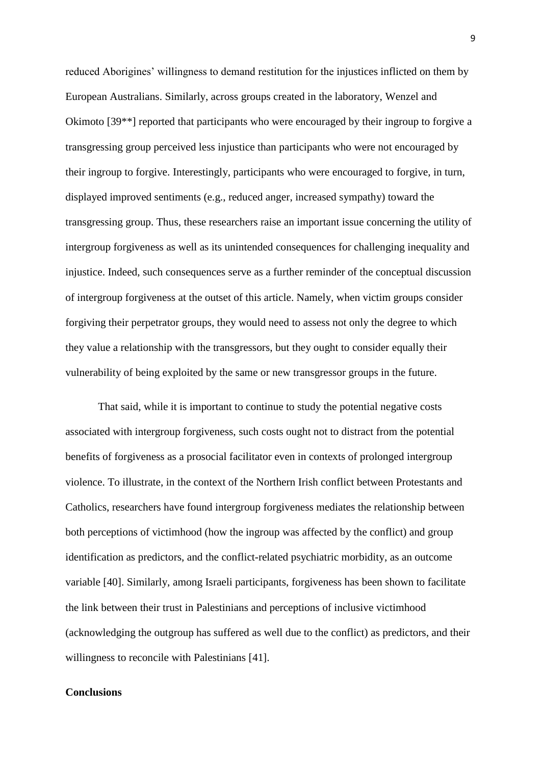reduced Aborigines' willingness to demand restitution for the injustices inflicted on them by European Australians. Similarly, across groups created in the laboratory, Wenzel and Okimoto [39**] reported that participants who were encouraged by their ingroup to forgive a transgressing group perceived less injustice than participants who were not encouraged by their ingroup to forgive. Interestingly, participants who were encouraged to forgive, in turn, displayed improved sentiments (e.g., reduced anger, increased sympathy) toward the transgressing group. Thus, these researchers raise an important issue concerning the utility of intergroup forgiveness as well as its unintended consequences for challenging inequality and injustice. Indeed, such consequences serve as a further reminder of the conceptual discussion of intergroup forgiveness at the outset of this article. Namely, when victim groups consider forgiving their perpetrator groups, they would need to assess not only the degree to which they value a relationship with the transgressors, but they ought to consider equally their vulnerability of being exploited by the same or new transgressor groups in the future.

That said, while it is important to continue to study the potential negative costs associated with intergroup forgiveness, such costs ought not to distract from the potential benefits of forgiveness as a prosocial facilitator even in contexts of prolonged intergroup violence. To illustrate, in the context of the Northern Irish conflict between Protestants and Catholics, researchers have found intergroup forgiveness mediates the relationship between both perceptions of victimhood (how the ingroup was affected by the conflict) and group identification as predictors, and the conflict-related psychiatric morbidity, as an outcome variable [40]. Similarly, among Israeli participants, forgiveness has been shown to facilitate the link between their trust in Palestinians and perceptions of inclusive victimhood (acknowledging the outgroup has suffered as well due to the conflict) as predictors, and their willingness to reconcile with Palestinians [41].

## Conclusions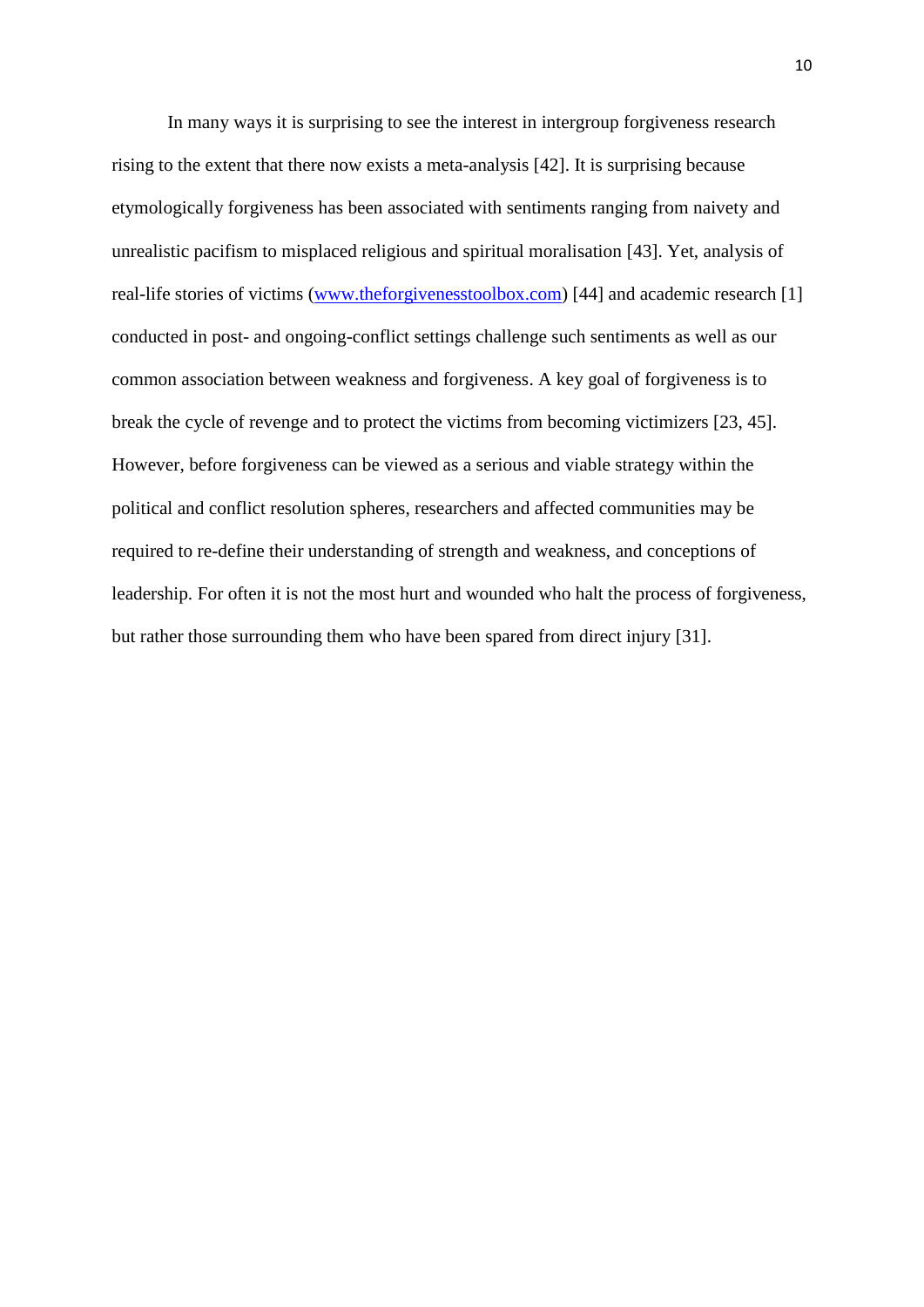In many ways it is surprising to see the interest in intergroup forgiveness research rising to the extent that there now exists a meta-analysis [42]. It is surprising because etymologically forgiveness has been associated with sentiments ranging from naivety and unrealistic pacifism to misplaced religious and spiritual moralisation [43]. Yet, analysis of real-life stories of victims (www.theforgivenesstoolbox.com) [44] and academic research [1] conducted in post- and ongoing-conflict settings challenge such sentiments as well as our common association between weakness and forgiveness. A key goal of forgiveness is to break the cycle of revenge and to protect the victims from becoming victimizers [23, 45]. However, before forgiveness can be viewed as a serious and viable strategy within the political and conflict resolution spheres, researchers and affected communities may be required to re-define their understanding of strength and weakness, and conceptions of leadership. For often it is not the most hurt and wounded who halt the process of forgiveness, but rather those surrounding them who have been spared from direct injury [31].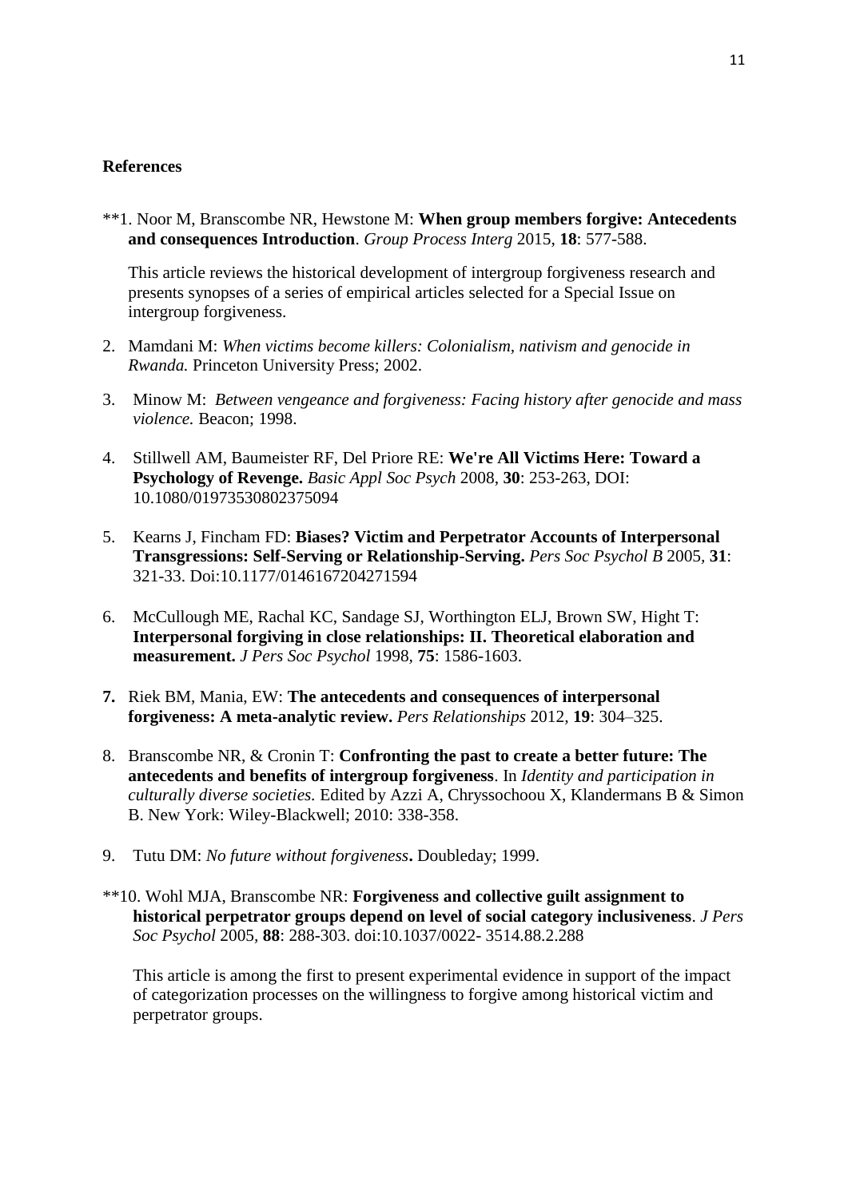**References**

**1. Noor M, Branscombe NR, Hewstone M: **When group members forgive: Antecedents and consequences Introduction**. *Group Process Interg* 2015, **18**: 577-588.

This article reviews the historical development of intergroup forgiveness research and presents synopses of a series of empirical articles selected for a Special Issue on intergroup forgiveness.

2. Mamdani M: *When victims become killers: Colonialism, nativism and genocide in Rwanda.* Princeton University Press; 2002.

3. Minow M: *Between vengeance and forgiveness: Facing history after genocide and mass violence.* Beacon; 1998.

4. Stillwell AM, Baumeister RF, Del Priore RE: **We're All Victims Here: Toward a Psychology of Revenge.** *Basic Appl Soc Psych* 2008, **30**: 253-263, DOI: 10.1080/01973530802375094

5. Kearns J, Fincham FD: **Biases? Victim and Perpetrator Accounts of Interpersonal Transgressions: Self-Serving or Relationship-Serving.** *Pers Soc Psychol B* 2005, **31**: 321-33. Doi:10.1177/0146167204271594

6. McCullough ME, Rachal KC, Sandage SJ, Worthington ELJ, Brown SW, Hight T: **Interpersonal forgiving in close relationships: II. Theoretical elaboration and measurement.** *J Pers Soc Psychol* 1998, **75**: 1586-1603.

**7.** Riek BM, Mania, EW: **The antecedents and consequences of interpersonal forgiveness: A meta-analytic review.** *Pers Relationships* 2012, **19**: 304–325.

8. Branscombe NR, & Cronin T: **Confronting the past to create a better future: The antecedents and benefits of intergroup forgiveness**. In *Identity and participation in culturally diverse societies.* Edited by Azzi A, Chryssochoou X, Klandermans B & Simon B. New York: Wiley-Blackwell; 2010: 338-358.

9. Tutu DM: *No future without forgiveness***.** Doubleday; 1999.

**10. Wohl MJA, Branscombe NR: **Forgiveness and collective guilt assignment to historical perpetrator groups depend on level of social category inclusiveness**. *J Pers Soc Psychol* 2005, **88**: 288-303. doi:10.1037/0022- 3514.88.2.288

This article is among the first to present experimental evidence in support of the impact of categorization processes on the willingness to forgive among historical victim and perpetrator groups.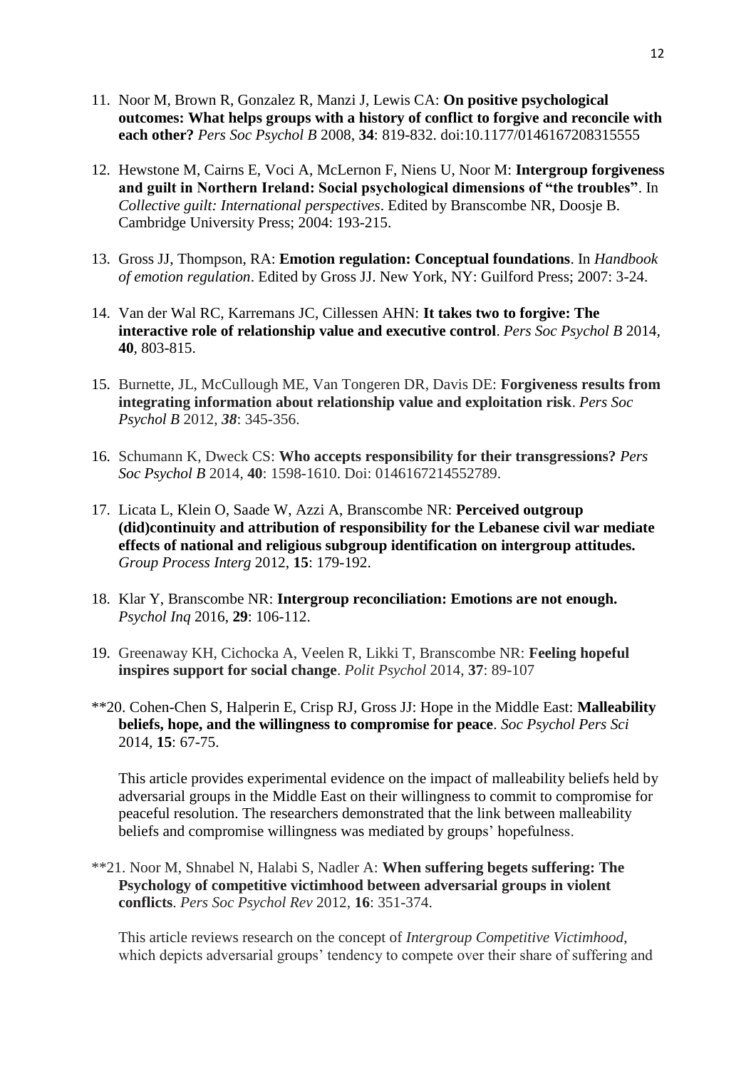11. Noor M, Brown R, Gonzalez R, Manzi J, Lewis CA: **On positive psychological outcomes: What helps groups with a history of conflict to forgive and reconcile with each other?** *Pers Soc Psychol B* 2008, **34**: 819-832. doi:10.1177/0146167208315555

12. Hewstone M, Cairns E, Voci A, McLernon F, Niens U, Noor M: **Intergroup forgiveness and guilt in Northern Ireland: Social psychological dimensions of "the troubles"**. In *Collective guilt: International perspectives*. Edited by Branscombe NR, Doosje B. Cambridge University Press; 2004: 193-215.

13. Gross JJ, Thompson, RA: **Emotion regulation: Conceptual foundations**. In *Handbook of emotion regulation*. Edited by Gross JJ. New York, NY: Guilford Press; 2007: 3-24.

14. Van der Wal RC, Karremans JC, Cillessen AHN: **It takes two to forgive: The interactive role of relationship value and executive control**. *Pers Soc Psychol B* 2014, **40**, 803-815.

15. Burnette, JL, McCullough ME, Van Tongeren DR, Davis DE: **Forgiveness results from integrating information about relationship value and exploitation risk**. *Pers Soc Psychol B* 2012, ***38***: 345-356.

16. Schumann K, Dweck CS: **Who accepts responsibility for their transgressions?** *Pers Soc Psychol B* 2014, **40**: 1598-1610. Doi: 0146167214552789.

17. Licata L, Klein O, Saade W, Azzi A, Branscombe NR: **Perceived outgroup (did)continuity and attribution of responsibility for the Lebanese civil war mediate effects of national and religious subgroup identification on intergroup attitudes.** *Group Process Interg* 2012, **15**: 179-192.

18. Klar Y, Branscombe NR: **Intergroup reconciliation: Emotions are not enough.** *Psychol Inq* 2016, **29**: 106-112.

19. Greenaway KH, Cichocka A, Veelen R, Likki T, Branscombe NR: **Feeling hopeful inspires support for social change**. *Polit Psychol* 2014, **37**: 89-107

**20. Cohen-Chen S, Halperin E, Crisp RJ, Gross JJ: Hope in the Middle East: **Malleability beliefs, hope, and the willingness to compromise for peace**. *Soc Psychol Pers Sci* 2014, **15**: 67-75.

   This article provides experimental evidence on the impact of malleability beliefs held by adversarial groups in the Middle East on their willingness to commit to compromise for peaceful resolution. The researchers demonstrated that the link between malleability beliefs and compromise willingness was mediated by groups' hopefulness.

**21. Noor M, Shnabel N, Halabi S, Nadler A: **When suffering begets suffering: The Psychology of competitive victimhood between adversarial groups in violent conflicts**. *Pers Soc Psychol Rev* 2012, **16**: 351-374.

   This article reviews research on the concept of *Intergroup Competitive Victimhood*, which depicts adversarial groups' tendency to compete over their share of suffering and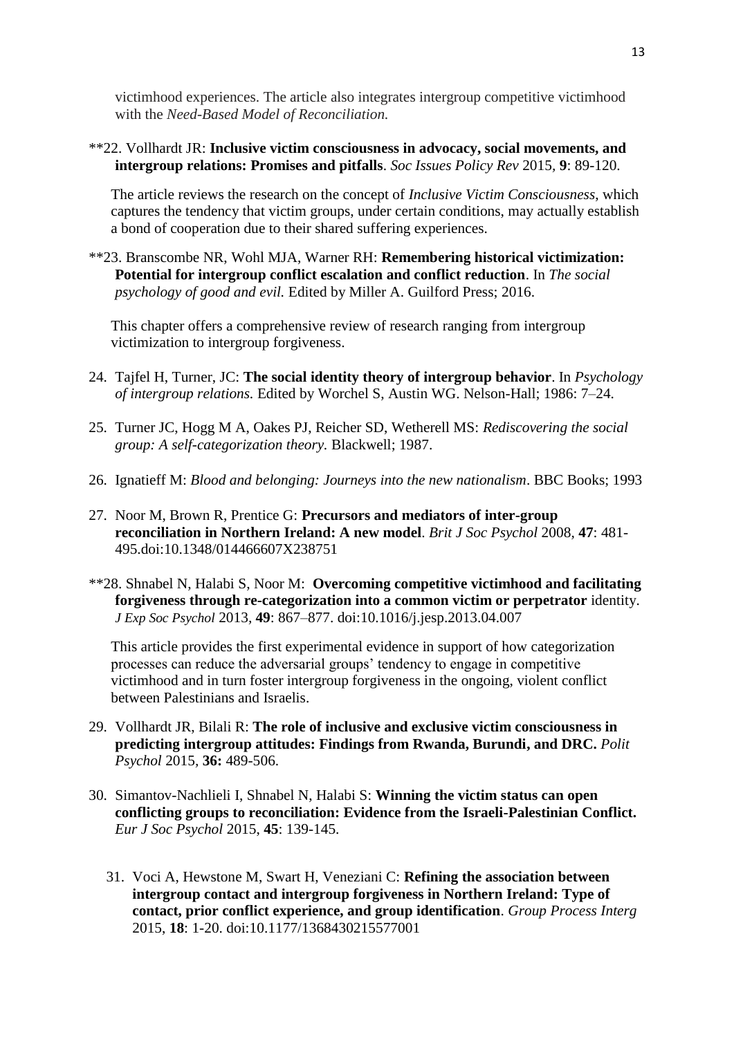victimhood experiences. The article also integrates intergroup competitive victimhood with the *Need-Based Model of Reconciliation.*

**22. Vollhardt JR: **Inclusive victim consciousness in advocacy, social movements, and intergroup relations: Promises and pitfalls**. *Soc Issues Policy Rev* 2015, **9**: 89-120.

The article reviews the research on the concept of *Inclusive Victim Consciousness*, which captures the tendency that victim groups, under certain conditions, may actually establish a bond of cooperation due to their shared suffering experiences.

**23. Branscombe NR, Wohl MJA, Warner RH: **Remembering historical victimization: Potential for intergroup conflict escalation and conflict reduction**. In *The social psychology of good and evil.* Edited by Miller A. Guilford Press; 2016.

This chapter offers a comprehensive review of research ranging from intergroup victimization to intergroup forgiveness.

24. Tajfel H, Turner, JC: **The social identity theory of intergroup behavior**. In *Psychology of intergroup relations.* Edited by Worchel S, Austin WG. Nelson-Hall; 1986: 7–24.

25. Turner JC, Hogg M A, Oakes PJ, Reicher SD, Wetherell MS: *Rediscovering the social group: A self-categorization theory.* Blackwell; 1987.

26. Ignatieff M: *Blood and belonging: Journeys into the new nationalism*. BBC Books; 1993

27. Noor M, Brown R, Prentice G: **Precursors and mediators of inter-group reconciliation in Northern Ireland: A new model**. *Brit J Soc Psychol* 2008, **47**: 481-495.doi:10.1348/014466607X238751

**28. Shnabel N, Halabi S, Noor M: **Overcoming competitive victimhood and facilitating forgiveness through re-categorization into a common victim or perpetrator** identity. *J Exp Soc Psychol* 2013, **49**: 867–877. doi:10.1016/j.jesp.2013.04.007

This article provides the first experimental evidence in support of how categorization processes can reduce the adversarial groups' tendency to engage in competitive victimhood and in turn foster intergroup forgiveness in the ongoing, violent conflict between Palestinians and Israelis.

29. Vollhardt JR, Bilali R: **The role of inclusive and exclusive victim consciousness in predicting intergroup attitudes: Findings from Rwanda, Burundi, and DRC.** *Polit Psychol* 2015, **36:** 489-506.

30. Simantov-Nachlieli I, Shnabel N, Halabi S: **Winning the victim status can open conflicting groups to reconciliation: Evidence from the Israeli-Palestinian Conflict.** *Eur J Soc Psychol* 2015, **45**: 139-145.

31. Voci A, Hewstone M, Swart H, Veneziani C: **Refining the association between intergroup contact and intergroup forgiveness in Northern Ireland: Type of contact, prior conflict experience, and group identification**. *Group Process Interg* 2015, **18**: 1-20. doi:10.1177/1368430215577001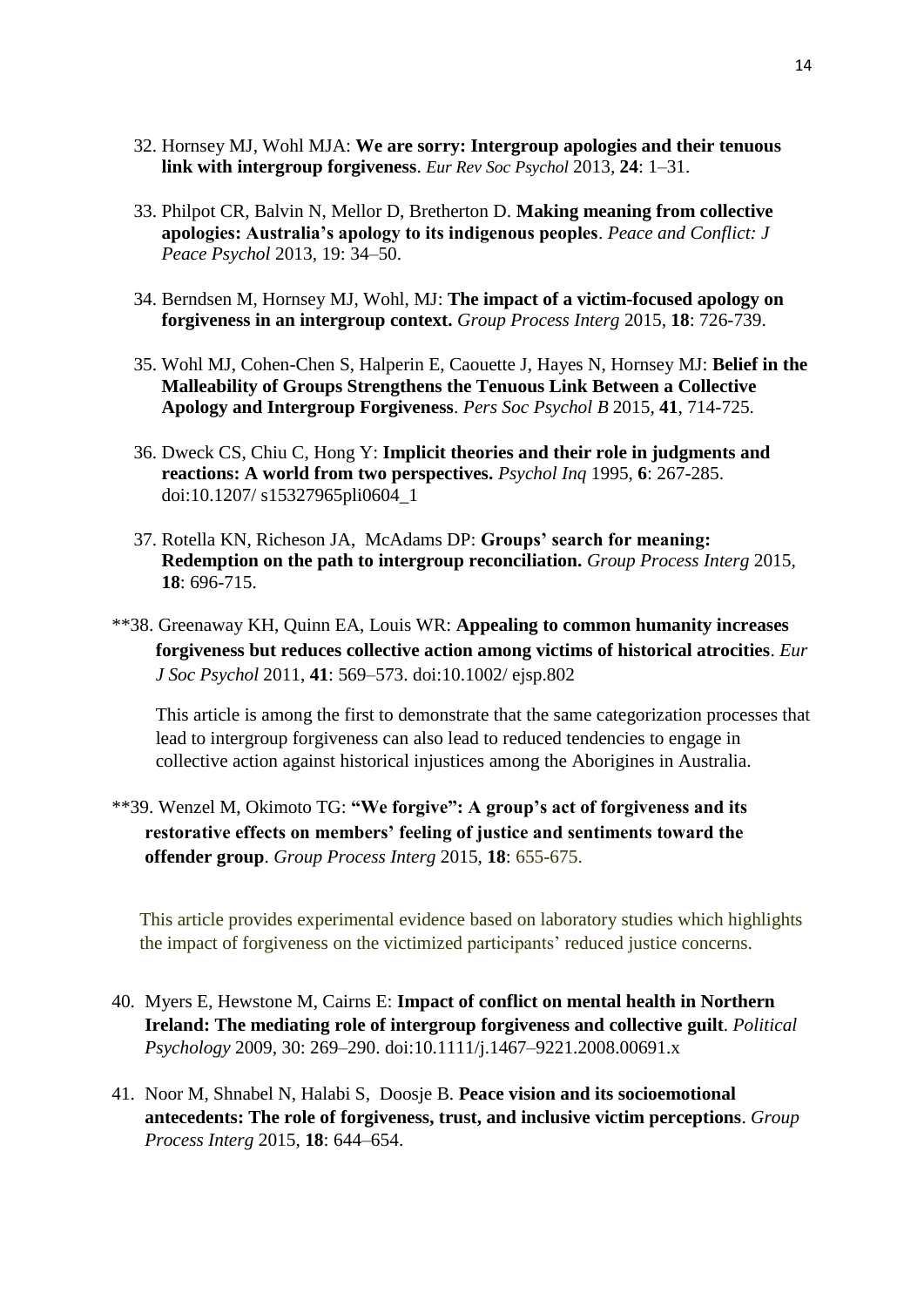32. Hornsey MJ, Wohl MJA: **We are sorry: Intergroup apologies and their tenuous link with intergroup forgiveness**. *Eur Rev Soc Psychol* 2013, **24**: 1–31.

33. Philpot CR, Balvin N, Mellor D, Bretherton D. **Making meaning from collective apologies: Australia's apology to its indigenous peoples**. *Peace and Conflict: J Peace Psychol* 2013, 19: 34–50.

34. Berndsen M, Hornsey MJ, Wohl, MJ: **The impact of a victim-focused apology on forgiveness in an intergroup context.** *Group Process Interg* 2015, **18**: 726-739.

35. Wohl MJ, Cohen-Chen S, Halperin E, Caouette J, Hayes N, Hornsey MJ: **Belief in the Malleability of Groups Strengthens the Tenuous Link Between a Collective Apology and Intergroup Forgiveness**. *Pers Soc Psychol B* 2015, **41**, 714-725.

36. Dweck CS, Chiu C, Hong Y: **Implicit theories and their role in judgments and reactions: A world from two perspectives.** *Psychol Inq* 1995, **6**: 267-285. doi:10.1207/ s15327965pli0604_1

37. Rotella KN, Richeson JA, McAdams DP: **Groups' search for meaning: Redemption on the path to intergroup reconciliation.** *Group Process Interg* 2015, **18**: 696-715.

**38. Greenaway KH, Quinn EA, Louis WR: **Appealing to common humanity increases forgiveness but reduces collective action among victims of historical atrocities**. *Eur J Soc Psychol* 2011, **41**: 569–573. doi:10.1002/ ejsp.802

This article is among the first to demonstrate that the same categorization processes that lead to intergroup forgiveness can also lead to reduced tendencies to engage in collective action against historical injustices among the Aborigines in Australia.

**39. Wenzel M, Okimoto TG: **"We forgive": A group's act of forgiveness and its restorative effects on members' feeling of justice and sentiments toward the offender group**. *Group Process Interg* 2015, **18**: 655-675.

This article provides experimental evidence based on laboratory studies which highlights the impact of forgiveness on the victimized participants' reduced justice concerns.

40. Myers E, Hewstone M, Cairns E: **Impact of conflict on mental health in Northern Ireland: The mediating role of intergroup forgiveness and collective guilt**. *Political Psychology* 2009, 30: 269–290. doi:10.1111/j.1467–9221.2008.00691.x

41. Noor M, Shnabel N, Halabi S, Doosje B. **Peace vision and its socioemotional antecedents: The role of forgiveness, trust, and inclusive victim perceptions**. *Group Process Interg* 2015, **18**: 644–654.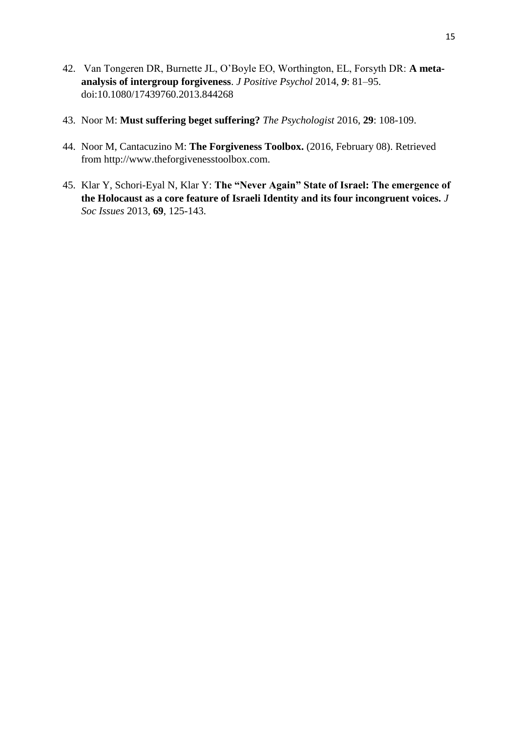42. Van Tongeren DR, Burnette JL, O'Boyle EO, Worthington, EL, Forsyth DR: **A meta-analysis of intergroup forgiveness**. *J Positive Psychol* 2014, ***9***: 81–95. doi:10.1080/17439760.2013.844268

43. Noor M: **Must suffering beget suffering?** *The Psychologist* 2016, **29**: 108-109.

44. Noor M, Cantacuzino M: **The Forgiveness Toolbox.** (2016, February 08). Retrieved from http://www.theforgivenesstoolbox.com.

45. Klar Y, Schori-Eyal N, Klar Y: **The "Never Again" State of Israel: The emergence of the Holocaust as a core feature of Israeli Identity and its four incongruent voices.** *J Soc Issues* 2013, **69**, 125-143.